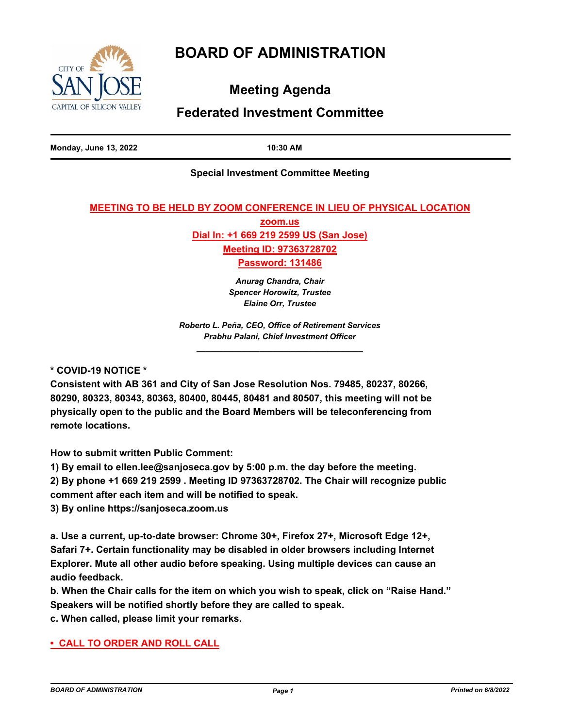# BOARD OF ADMINISTRATION

## Meeting Agenda

## Federated Investment Committee

**Monday, June 13, 2022** **10:30 AM**

**Special Investment Committee Meeting**

**MEETING TO BE HELD BY ZOOM CONFERENCE IN LIEU OF PHYSICAL LOCATION**

**zoom.us**

**Dial In: +1 669 219 2599 US (San Jose)**

**Meeting ID: 97363728702**

**Password: 131486**

***Anurag Chandra, Chair***
***Spencer Horowitz, Trustee***
***Elaine Orr, Trustee***

***Roberto L. Peña, CEO, Office of Retirement Services***
***Prabhu Palani, Chief Investment Officer***

---

**\* COVID-19 NOTICE \***

**Consistent with AB 361 and City of San Jose Resolution Nos. 79485, 80237, 80266, 80290, 80323, 80343, 80363, 80400, 80445, 80481 and 80507, this meeting will not be physically open to the public and the Board Members will be teleconferencing from remote locations.**

**How to submit written Public Comment:**

**1) By email to ellen.lee@sanjoseca.gov by 5:00 p.m. the day before the meeting.**

**2) By phone +1 669 219 2599 . Meeting ID 97363728702. The Chair will recognize public comment after each item and will be notified to speak.**

**3) By online https://sanjoseca.zoom.us**

**a. Use a current, up-to-date browser: Chrome 30+, Firefox 27+, Microsoft Edge 12+, Safari 7+. Certain functionality may be disabled in older browsers including Internet Explorer. Mute all other audio before speaking. Using multiple devices can cause an audio feedback.**

**b. When the Chair calls for the item on which you wish to speak, click on "Raise Hand." Speakers will be notified shortly before they are called to speak.**

**c. When called, please limit your remarks.**

**• CALL TO ORDER AND ROLL CALL**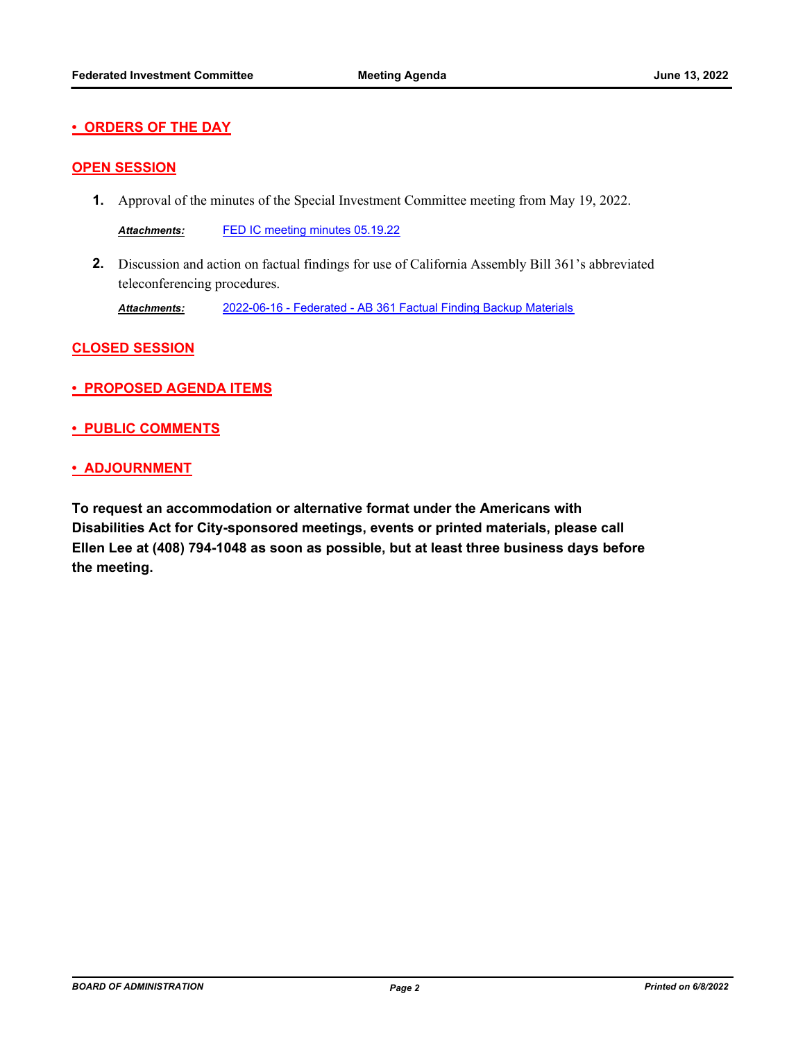## • ORDERS OF THE DAY

## OPEN SESSION

**1.** Approval of the minutes of the Special Investment Committee meeting from May 19, 2022.

***Attachments:*** FED IC meeting minutes 05.19.22

**2.** Discussion and action on factual findings for use of California Assembly Bill 361's abbreviated teleconferencing procedures.

***Attachments:*** 2022-06-16 - Federated - AB 361 Factual Finding Backup Materials

## CLOSED SESSION

## • PROPOSED AGENDA ITEMS

## • PUBLIC COMMENTS

## • ADJOURNMENT

**To request an accommodation or alternative format under the Americans with Disabilities Act for City-sponsored meetings, events or printed materials, please call Ellen Lee at (408) 794-1048 as soon as possible, but at least three business days before the meeting.**